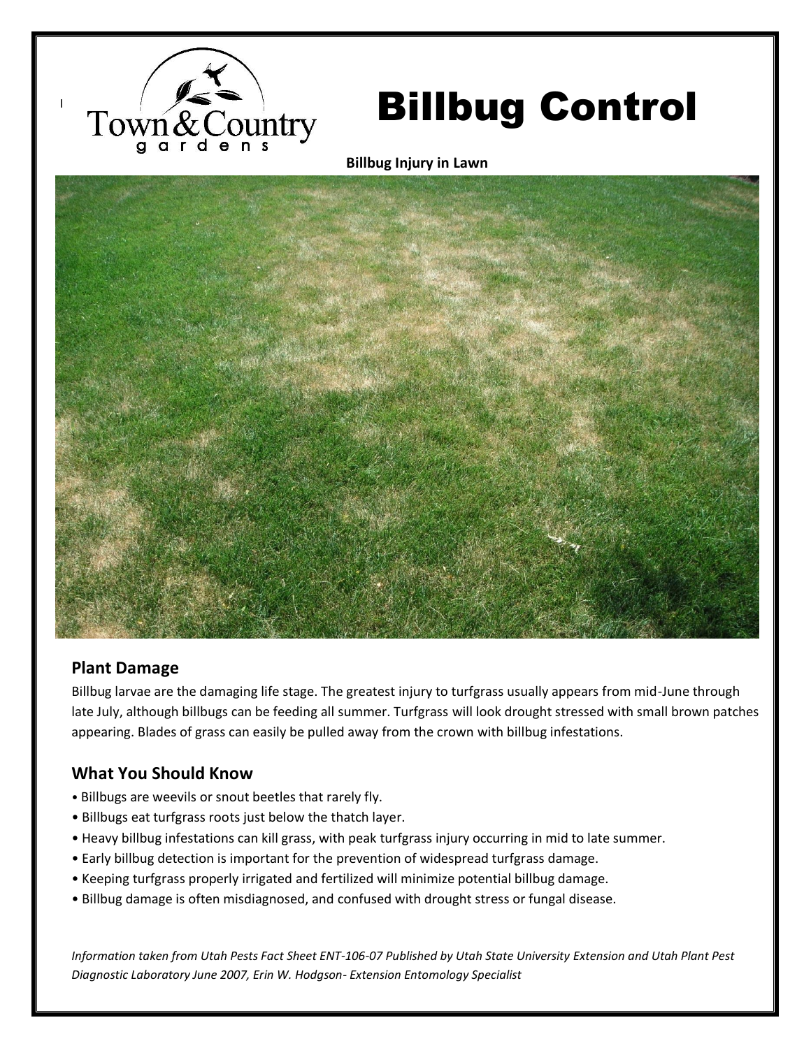# Billbug Control

**Billbug Injury in Lawn**

## Plant Damage

Billbug larvae are the damaging life stage. The greatest injury to turfgrass usually appears from mid-June through late July, although billbugs can be feeding all summer. Turfgrass will look drought stressed with small brown patches appearing. Blades of grass can easily be pulled away from the crown with billbug infestations.

## What You Should Know

- Billbugs are weevils or snout beetles that rarely fly.
- Billbugs eat turfgrass roots just below the thatch layer.
- Heavy billbug infestations can kill grass, with peak turfgrass injury occurring in mid to late summer.
- Early billbug detection is important for the prevention of widespread turfgrass damage.
- Keeping turfgrass properly irrigated and fertilized will minimize potential billbug damage.
- Billbug damage is often misdiagnosed, and confused with drought stress or fungal disease.

*Information taken from Utah Pests Fact Sheet ENT-106-07 Published by Utah State University Extension and Utah Plant Pest Diagnostic Laboratory June 2007, Erin W. Hodgson- Extension Entomology Specialist*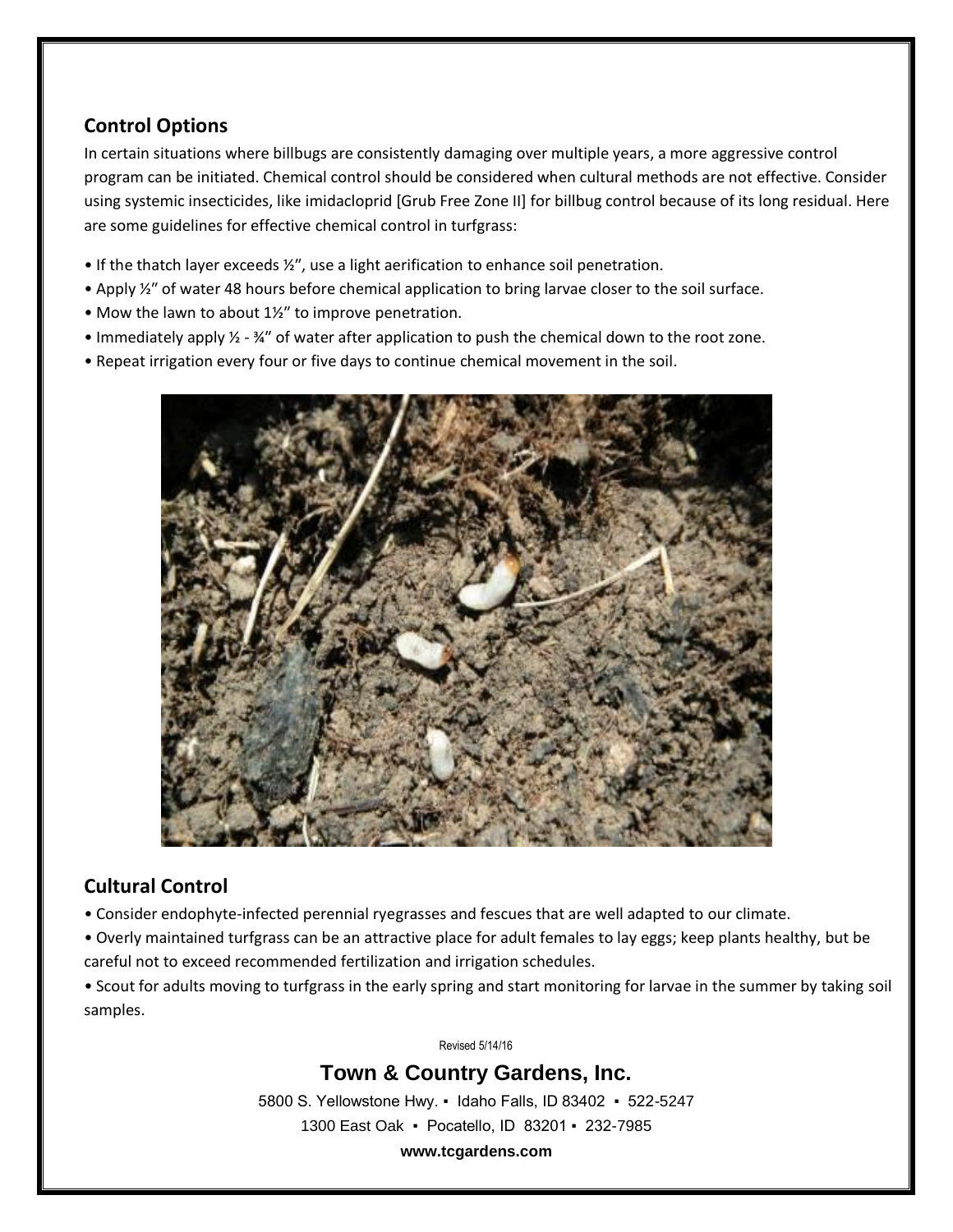## Control Options

In certain situations where billbugs are consistently damaging over multiple years, a more aggressive control program can be initiated. Chemical control should be considered when cultural methods are not effective. Consider using systemic insecticides, like imidacloprid [Grub Free Zone II] for billbug control because of its long residual. Here are some guidelines for effective chemical control in turfgrass:

- If the thatch layer exceeds ½", use a light aerification to enhance soil penetration.
- Apply ½" of water 48 hours before chemical application to bring larvae closer to the soil surface.
- Mow the lawn to about 1½" to improve penetration.
- Immediately apply ½ - ¾" of water after application to push the chemical down to the root zone.
- Repeat irrigation every four or five days to continue chemical movement in the soil.

## Cultural Control

- Consider endophyte-infected perennial ryegrasses and fescues that are well adapted to our climate.
- Overly maintained turfgrass can be an attractive place for adult females to lay eggs; keep plants healthy, but be careful not to exceed recommended fertilization and irrigation schedules.
- Scout for adults moving to turfgrass in the early spring and start monitoring for larvae in the summer by taking soil samples.

Revised 5/14/16

**Town & Country Gardens, Inc.**

5800 S. Yellowstone Hwy. ▪ Idaho Falls, ID 83402 ▪ 522-5247

1300 East Oak ▪ Pocatello, ID 83201 ▪ 232-7985

**www.tcgardens.com**